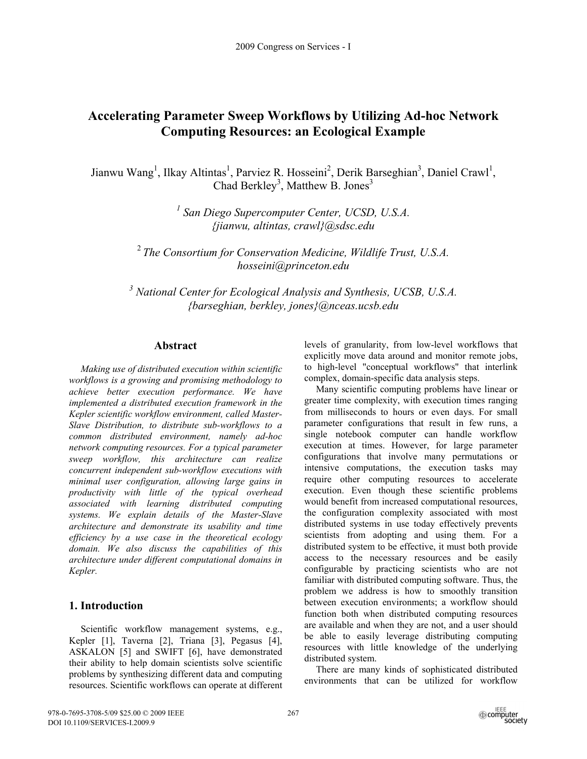# Accelerating Parameter Sweep Workflows by Utilizing Ad-hoc Network Computing Resources: an Ecological Example

Jianwu Wang[1], Ilkay Altintas[1], Parviez R. Hosseini[2], Derik Barseghian[3], Daniel Crawl[1], Chad Berkley[3], Matthew B. Jones[3]

[1] *San Diego Supercomputer Center, UCSD, U.S.A.*
*{jianwu, altintas, crawl}@sdsc.edu*

[2] *The Consortium for Conservation Medicine, Wildlife Trust, U.S.A.*
*hosseini@princeton.edu*

[3] *National Center for Ecological Analysis and Synthesis, UCSB, U.S.A.*
*{barseghian, berkley, jones}@nceas.ucsb.edu*

## Abstract

*Making use of distributed execution within scientific workflows is a growing and promising methodology to achieve better execution performance. We have implemented a distributed execution framework in the Kepler scientific workflow environment, called Master-Slave Distribution, to distribute sub-workflows to a common distributed environment, namely ad-hoc network computing resources. For a typical parameter sweep workflow, this architecture can realize concurrent independent sub-workflow executions with minimal user configuration, allowing large gains in productivity with little of the typical overhead associated with learning distributed computing systems. We explain details of the Master-Slave architecture and demonstrate its usability and time efficiency by a use case in the theoretical ecology domain. We also discuss the capabilities of this architecture under different computational domains in Kepler.*

## 1. Introduction

Scientific workflow management systems, e.g., Kepler [1], Taverna [2], Triana [3], Pegasus [4], ASKALON [5] and SWIFT [6], have demonstrated their ability to help domain scientists solve scientific problems by synthesizing different data and computing resources. Scientific workflows can operate at different levels of granularity, from low-level workflows that explicitly move data around and monitor remote jobs, to high-level "conceptual workflows" that interlink complex, domain-specific data analysis steps.

Many scientific computing problems have linear or greater time complexity, with execution times ranging from milliseconds to hours or even days. For small parameter configurations that result in few runs, a single notebook computer can handle workflow execution at times. However, for large parameter configurations that involve many permutations or intensive computations, the execution tasks may require other computing resources to accelerate execution. Even though these scientific problems would benefit from increased computational resources, the configuration complexity associated with most distributed systems in use today effectively prevents scientists from adopting and using them. For a distributed system to be effective, it must both provide access to the necessary resources and be easily configurable by practicing scientists who are not familiar with distributed computing software. Thus, the problem we address is how to smoothly transition between execution environments; a workflow should function both when distributed computing resources are available and when they are not, and a user should be able to easily leverage distributing computing resources with little knowledge of the underlying distributed system.

There are many kinds of sophisticated distributed environments that can be utilized for workflow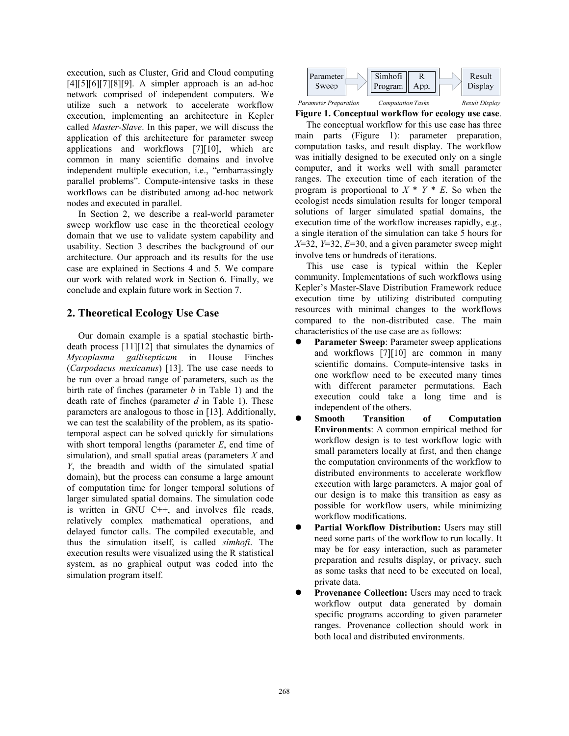execution, such as Cluster, Grid and Cloud computing [4][5][6][7][8][9]. A simpler approach is an ad-hoc network comprised of independent computers. We utilize such a network to accelerate workflow execution, implementing an architecture in Kepler called *Master-Slave*. In this paper, we will discuss the application of this architecture for parameter sweep applications and workflows [7][10], which are common in many scientific domains and involve independent multiple execution, i.e., "embarrassingly parallel problems". Compute-intensive tasks in these workflows can be distributed among ad-hoc network nodes and executed in parallel.

In Section 2, we describe a real-world parameter sweep workflow use case in the theoretical ecology domain that we use to validate system capability and usability. Section 3 describes the background of our architecture. Our approach and its results for the use case are explained in Sections 4 and 5. We compare our work with related work in Section 6. Finally, we conclude and explain future work in Section 7.

## 2. Theoretical Ecology Use Case

Our domain example is a spatial stochastic birth-death process [11][12] that simulates the dynamics of *Mycoplasma gallisepticum* in House Finches (*Carpodacus mexicanus*) [13]. The use case needs to be run over a broad range of parameters, such as the birth rate of finches (parameter *b* in Table 1) and the death rate of finches (parameter *d* in Table 1). These parameters are analogous to those in [13]. Additionally, we can test the scalability of the problem, as its spatio-temporal aspect can be solved quickly for simulations with short temporal lengths (parameter *E*, end time of simulation), and small spatial areas (parameters *X* and *Y*, the breadth and width of the simulated spatial domain), but the process can consume a large amount of computation time for longer temporal solutions of larger simulated spatial domains. The simulation code is written in GNU C++, and involves file reads, relatively complex mathematical operations, and delayed functor calls. The compiled executable, and thus the simulation itself, is called *simhofi*. The execution results were visualized using the R statistical system, as no graphical output was coded into the simulation program itself.

Parameter Sweep → Simhofi Program | R App. → Result Display

*Parameter Preparation* *Computation Tasks* *Result Display*

**Figure 1. Conceptual workflow for ecology use case.**

The conceptual workflow for this use case has three main parts (Figure 1): parameter preparation, computation tasks, and result display. The workflow was initially designed to be executed only on a single computer, and it works well with small parameter ranges. The execution time of each iteration of the program is proportional to $X * Y * E$. So when the ecologist needs simulation results for longer temporal solutions of larger simulated spatial domains, the execution time of the workflow increases rapidly, e.g., a single iteration of the simulation can take 5 hours for $X$=32, $Y$=32, $E$=30, and a given parameter sweep might involve tens or hundreds of iterations.

This use case is typical within the Kepler community. Implementations of such workflows using Kepler's Master-Slave Distribution Framework reduce execution time by utilizing distributed computing resources with minimal changes to the workflows compared to the non-distributed case. The main characteristics of the use case are as follows:

- **Parameter Sweep**: Parameter sweep applications and workflows [7][10] are common in many scientific domains. Compute-intensive tasks in one workflow need to be executed many times with different parameter permutations. Each execution could take a long time and is independent of the others.
- **Smooth Transition of Computation Environments**: A common empirical method for workflow design is to test workflow logic with small parameters locally at first, and then change the computation environments of the workflow to distributed environments to accelerate workflow execution with large parameters. A major goal of our design is to make this transition as easy as possible for workflow users, while minimizing workflow modifications.
- **Partial Workflow Distribution:** Users may still need some parts of the workflow to run locally. It may be for easy interaction, such as parameter preparation and results display, or privacy, such as some tasks that need to be executed on local, private data.
- **Provenance Collection:** Users may need to track workflow output data generated by domain specific programs according to given parameter ranges. Provenance collection should work in both local and distributed environments.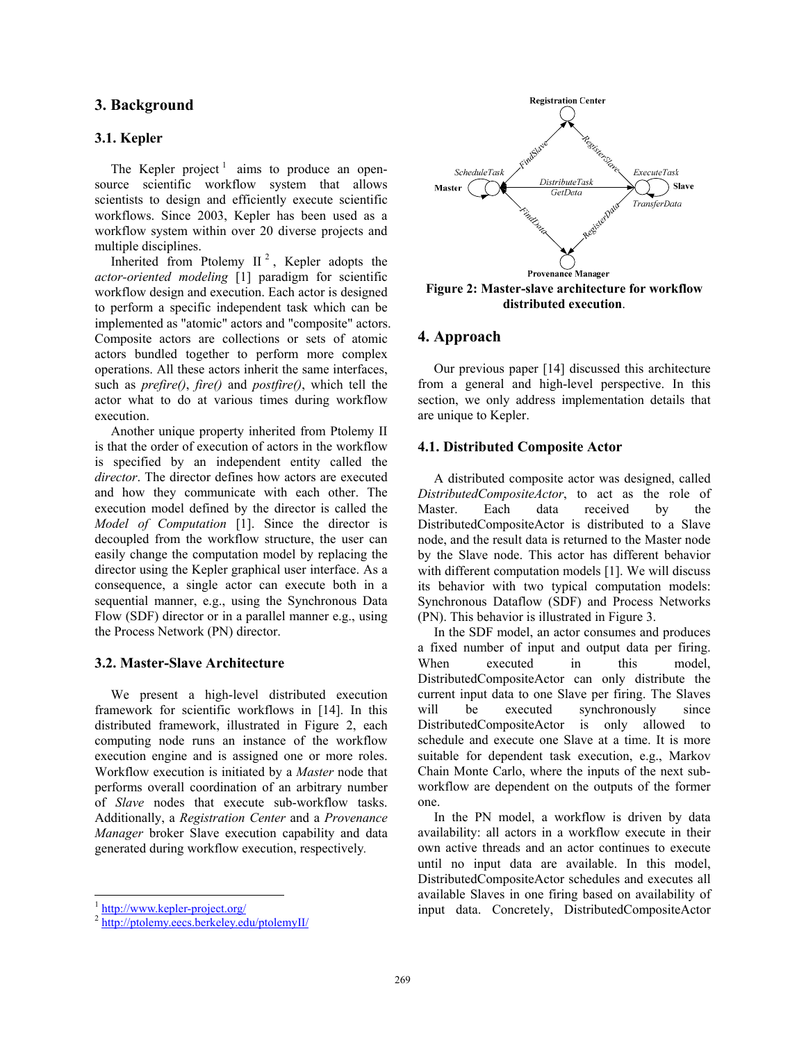## 3. Background

### 3.1. Kepler

The Kepler project[1] aims to produce an open-source scientific workflow system that allows scientists to design and efficiently execute scientific workflows. Since 2003, Kepler has been used as a workflow system within over 20 diverse projects and multiple disciplines.

Inherited from Ptolemy II[2], Kepler adopts the *actor-oriented modeling* [1] paradigm for scientific workflow design and execution. Each actor is designed to perform a specific independent task which can be implemented as "atomic" actors and "composite" actors. Composite actors are collections or sets of atomic actors bundled together to perform more complex operations. All these actors inherit the same interfaces, such as *prefire()*, *fire()* and *postfire()*, which tell the actor what to do at various times during workflow execution.

Another unique property inherited from Ptolemy II is that the order of execution of actors in the workflow is specified by an independent entity called the *director*. The director defines how actors are executed and how they communicate with each other. The execution model defined by the director is called the *Model of Computation* [1]. Since the director is decoupled from the workflow structure, the user can easily change the computation model by replacing the director using the Kepler graphical user interface. As a consequence, a single actor can execute both in a sequential manner, e.g., using the Synchronous Data Flow (SDF) director or in a parallel manner e.g., using the Process Network (PN) director.

### 3.2. Master-Slave Architecture

We present a high-level distributed execution framework for scientific workflows in [14]. In this distributed framework, illustrated in Figure 2, each computing node runs an instance of the workflow execution engine and is assigned one or more roles. Workflow execution is initiated by a *Master* node that performs overall coordination of an arbitrary number of *Slave* nodes that execute sub-workflow tasks. Additionally, a *Registration Center* and a *Provenance Manager* broker Slave execution capability and data generated during workflow execution, respectively.

[1] http://www.kepler-project.org/
[2] http://ptolemy.eecs.berkeley.edu/ptolemyII/

**Figure 2: Master-slave architecture for workflow distributed execution.**

## 4. Approach

Our previous paper [14] discussed this architecture from a general and high-level perspective. In this section, we only address implementation details that are unique to Kepler.

### 4.1. Distributed Composite Actor

A distributed composite actor was designed, called *DistributedCompositeActor*, to act as the role of Master. Each data received by the DistributedCompositeActor is distributed to a Slave node, and the result data is returned to the Master node by the Slave node. This actor has different behavior with different computation models [1]. We will discuss its behavior with two typical computation models: Synchronous Dataflow (SDF) and Process Networks (PN). This behavior is illustrated in Figure 3.

In the SDF model, an actor consumes and produces a fixed number of input and output data per firing. When executed in this model, DistributedCompositeActor can only distribute the current input data to one Slave per firing. The Slaves will be executed synchronously since DistributedCompositeActor is only allowed to schedule and execute one Slave at a time. It is more suitable for dependent task execution, e.g., Markov Chain Monte Carlo, where the inputs of the next sub-workflow are dependent on the outputs of the former one.

In the PN model, a workflow is driven by data availability: all actors in a workflow execute in their own active threads and an actor continues to execute until no input data are available. In this model, DistributedCompositeActor schedules and executes all available Slaves in one firing based on availability of input data. Concretely, DistributedCompositeActor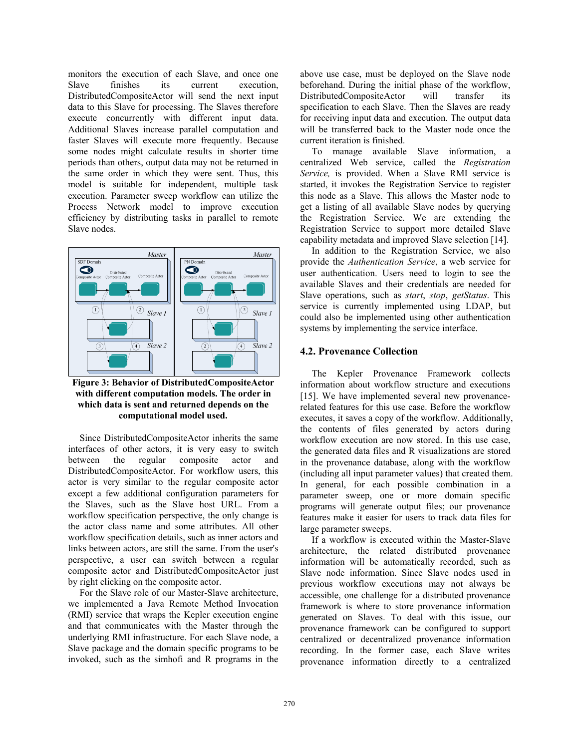monitors the execution of each Slave, and once one Slave finishes its current execution, DistributedCompositeActor will send the next input data to this Slave for processing. The Slaves therefore execute concurrently with different input data. Additional Slaves increase parallel computation and faster Slaves will execute more frequently. Because some nodes might calculate results in shorter time periods than others, output data may not be returned in the same order in which they were sent. Thus, this model is suitable for independent, multiple task execution. Parameter sweep workflow can utilize the Process Network model to improve execution efficiency by distributing tasks in parallel to remote Slave nodes.

**Figure 3: Behavior of DistributedCompositeActor with different computation models. The order in which data is sent and returned depends on the computational model used.**

Since DistributedCompositeActor inherits the same interfaces of other actors, it is very easy to switch between the regular composite actor and DistributedCompositeActor. For workflow users, this actor is very similar to the regular composite actor except a few additional configuration parameters for the Slaves, such as the Slave host URL. From a workflow specification perspective, the only change is the actor class name and some attributes. All other workflow specification details, such as inner actors and links between actors, are still the same. From the user's perspective, a user can switch between a regular composite actor and DistributedCompositeActor just by right clicking on the composite actor.

For the Slave role of our Master-Slave architecture, we implemented a Java Remote Method Invocation (RMI) service that wraps the Kepler execution engine and that communicates with the Master through the underlying RMI infrastructure. For each Slave node, a Slave package and the domain specific programs to be invoked, such as the simhofi and R programs in the above use case, must be deployed on the Slave node beforehand. During the initial phase of the workflow, DistributedCompositeActor will transfer its specification to each Slave. Then the Slaves are ready for receiving input data and execution. The output data will be transferred back to the Master node once the current iteration is finished.

To manage available Slave information, a centralized Web service, called the *Registration Service,* is provided. When a Slave RMI service is started, it invokes the Registration Service to register this node as a Slave. This allows the Master node to get a listing of all available Slave nodes by querying the Registration Service. We are extending the Registration Service to support more detailed Slave capability metadata and improved Slave selection [14].

In addition to the Registration Service, we also provide the *Authentication Service*, a web service for user authentication. Users need to login to see the available Slaves and their credentials are needed for Slave operations, such as *start*, *stop*, *getStatus*. This service is currently implemented using LDAP, but could also be implemented using other authentication systems by implementing the service interface.

### 4.2. Provenance Collection

The Kepler Provenance Framework collects information about workflow structure and executions [15]. We have implemented several new provenance-related features for this use case. Before the workflow executes, it saves a copy of the workflow. Additionally, the contents of files generated by actors during workflow execution are now stored. In this use case, the generated data files and R visualizations are stored in the provenance database, along with the workflow (including all input parameter values) that created them. In general, for each possible combination in a parameter sweep, one or more domain specific programs will generate output files; our provenance features make it easier for users to track data files for large parameter sweeps.

If a workflow is executed within the Master-Slave architecture, the related distributed provenance information will be automatically recorded, such as Slave node information. Since Slave nodes used in previous workflow executions may not always be accessible, one challenge for a distributed provenance framework is where to store provenance information generated on Slaves. To deal with this issue, our provenance framework can be configured to support centralized or decentralized provenance information recording. In the former case, each Slave writes provenance information directly to a centralized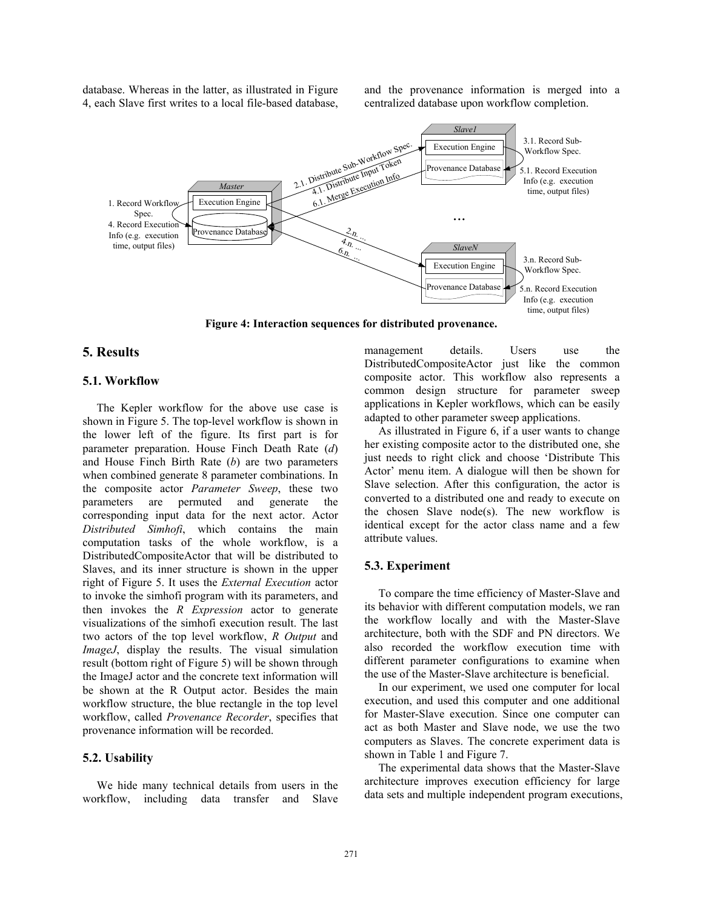database. Whereas in the latter, as illustrated in Figure 4, each Slave first writes to a local file-based database, and the provenance information is merged into a centralized database upon workflow completion.

**Figure 4: Interaction sequences for distributed provenance.**

## 5. Results

### 5.1. Workflow

The Kepler workflow for the above use case is shown in Figure 5. The top-level workflow is shown in the lower left of the figure. Its first part is for parameter preparation. House Finch Death Rate (*d*) and House Finch Birth Rate (*b*) are two parameters when combined generate 8 parameter combinations. In the composite actor *Parameter Sweep*, these two parameters are permuted and generate the corresponding input data for the next actor. Actor *Distributed Simhofi*, which contains the main computation tasks of the whole workflow, is a DistributedCompositeActor that will be distributed to Slaves, and its inner structure is shown in the upper right of Figure 5. It uses the *External Execution* actor to invoke the simhofi program with its parameters, and then invokes the *R Expression* actor to generate visualizations of the simhofi execution result. The last two actors of the top level workflow, *R Output* and *ImageJ*, display the results. The visual simulation result (bottom right of Figure 5) will be shown through the ImageJ actor and the concrete text information will be shown at the R Output actor. Besides the main workflow structure, the blue rectangle in the top level workflow, called *Provenance Recorder*, specifies that provenance information will be recorded.

### 5.2. Usability

We hide many technical details from users in the workflow, including data transfer and Slave management details. Users use the DistributedCompositeActor just like the common composite actor. This workflow also represents a common design structure for parameter sweep applications in Kepler workflows, which can be easily adapted to other parameter sweep applications.

As illustrated in Figure 6, if a user wants to change her existing composite actor to the distributed one, she just needs to right click and choose 'Distribute This Actor' menu item. A dialogue will then be shown for Slave selection. After this configuration, the actor is converted to a distributed one and ready to execute on the chosen Slave node(s). The new workflow is identical except for the actor class name and a few attribute values.

### 5.3. Experiment

To compare the time efficiency of Master-Slave and its behavior with different computation models, we ran the workflow locally and with the Master-Slave architecture, both with the SDF and PN directors. We also recorded the workflow execution time with different parameter configurations to examine when the use of the Master-Slave architecture is beneficial.

In our experiment, we used one computer for local execution, and used this computer and one additional for Master-Slave execution. Since one computer can act as both Master and Slave node, we use the two computers as Slaves. The concrete experiment data is shown in Table 1 and Figure 7.

The experimental data shows that the Master-Slave architecture improves execution efficiency for large data sets and multiple independent program executions,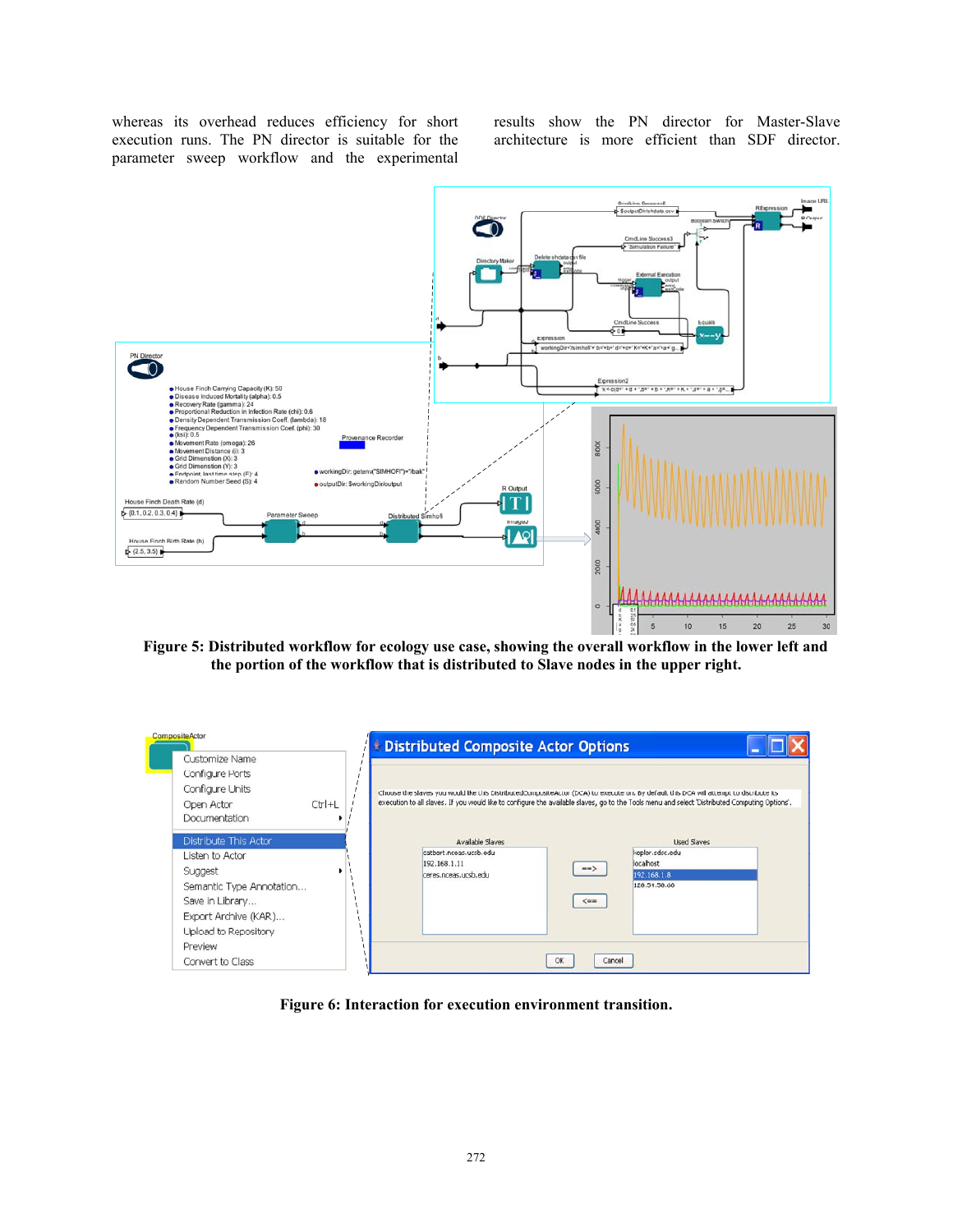whereas its overhead reduces efficiency for short execution runs. The PN director is suitable for the parameter sweep workflow and the experimental results show the PN director for Master-Slave architecture is more efficient than SDF director.

**Figure 5: Distributed workflow for ecology use case, showing the overall workflow in the lower left and the portion of the workflow that is distributed to Slave nodes in the upper right.**

**Figure 6: Interaction for execution environment transition.**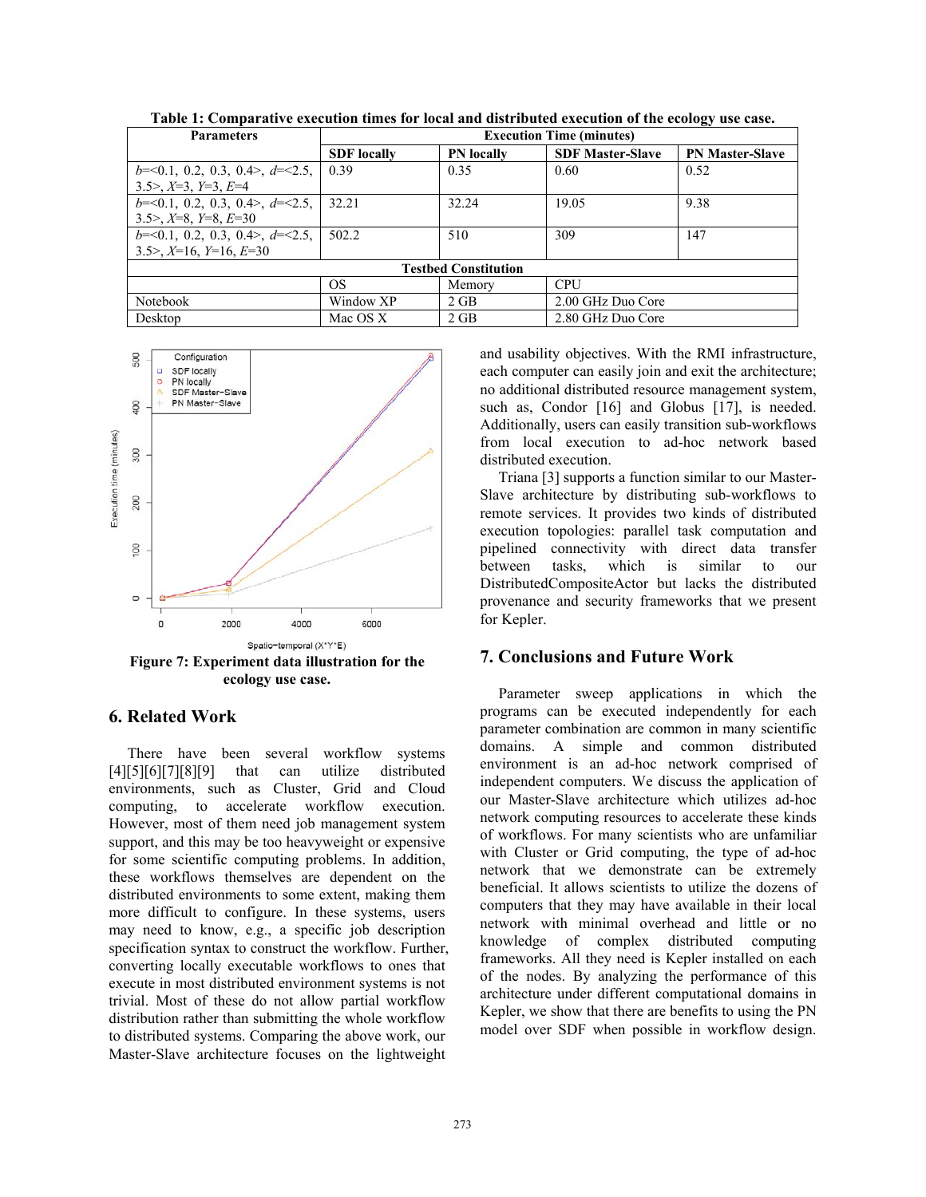**Table 1: Comparative execution times for local and distributed execution of the ecology use case.**

| Parameters | Execution Time (minutes) | | | |
|---|---|---|---|---|
| | **SDF locally** | **PN locally** | **SDF Master-Slave** | **PN Master-Slave** |
| *b*=<0.1, 0.2, 0.3, 0.4>, *d*=<2.5, 3.5>, *X*=3, *Y*=3, *E*=4 | 0.39 | 0.35 | 0.60 | 0.52 |
| *b*=<0.1, 0.2, 0.3, 0.4>, *d*=<2.5, 3.5>, *X*=8, *Y*=8, *E*=30 | 32.21 | 32.24 | 19.05 | 9.38 |
| *b*=<0.1, 0.2, 0.3, 0.4>, *d*=<2.5, 3.5>, *X*=16, *Y*=16, *E*=30 | 502.2 | 510 | 309 | 147 |
| **Testbed Constitution** | | | | |
| | OS | Memory | CPU | |
| Notebook | Window XP | 2 GB | 2.00 GHz Duo Core | |
| Desktop | Mac OS X | 2 GB | 2.80 GHz Duo Core | |

**Figure 7: Experiment data illustration for the ecology use case.**

## 6. Related Work

There have been several workflow systems [4][5][6][7][8][9] that can utilize distributed environments, such as Cluster, Grid and Cloud computing, to accelerate workflow execution. However, most of them need job management system support, and this may be too heavyweight or expensive for some scientific computing problems. In addition, these workflows themselves are dependent on the distributed environments to some extent, making them more difficult to configure. In these systems, users may need to know, e.g., a specific job description specification syntax to construct the workflow. Further, converting locally executable workflows to ones that execute in most distributed environment systems is not trivial. Most of these do not allow partial workflow distribution rather than submitting the whole workflow to distributed systems. Comparing the above work, our Master-Slave architecture focuses on the lightweight and usability objectives. With the RMI infrastructure, each computer can easily join and exit the architecture; no additional distributed resource management system, such as, Condor [16] and Globus [17], is needed. Additionally, users can easily transition sub-workflows from local execution to ad-hoc network based distributed execution.

Triana [3] supports a function similar to our Master-Slave architecture by distributing sub-workflows to remote services. It provides two kinds of distributed execution topologies: parallel task computation and pipelined connectivity with direct data transfer between tasks, which is similar to our DistributedCompositeActor but lacks the distributed provenance and security frameworks that we present for Kepler.

## 7. Conclusions and Future Work

Parameter sweep applications in which the programs can be executed independently for each parameter combination are common in many scientific domains. A simple and common distributed environment is an ad-hoc network comprised of independent computers. We discuss the application of our Master-Slave architecture which utilizes ad-hoc network computing resources to accelerate these kinds of workflows. For many scientists who are unfamiliar with Cluster or Grid computing, the type of ad-hoc network that we demonstrate can be extremely beneficial. It allows scientists to utilize the dozens of computers that they may have available in their local network with minimal overhead and little or no knowledge of complex distributed computing frameworks. All they need is Kepler installed on each of the nodes. By analyzing the performance of this architecture under different computational domains in Kepler, we show that there are benefits to using the PN model over SDF when possible in workflow design.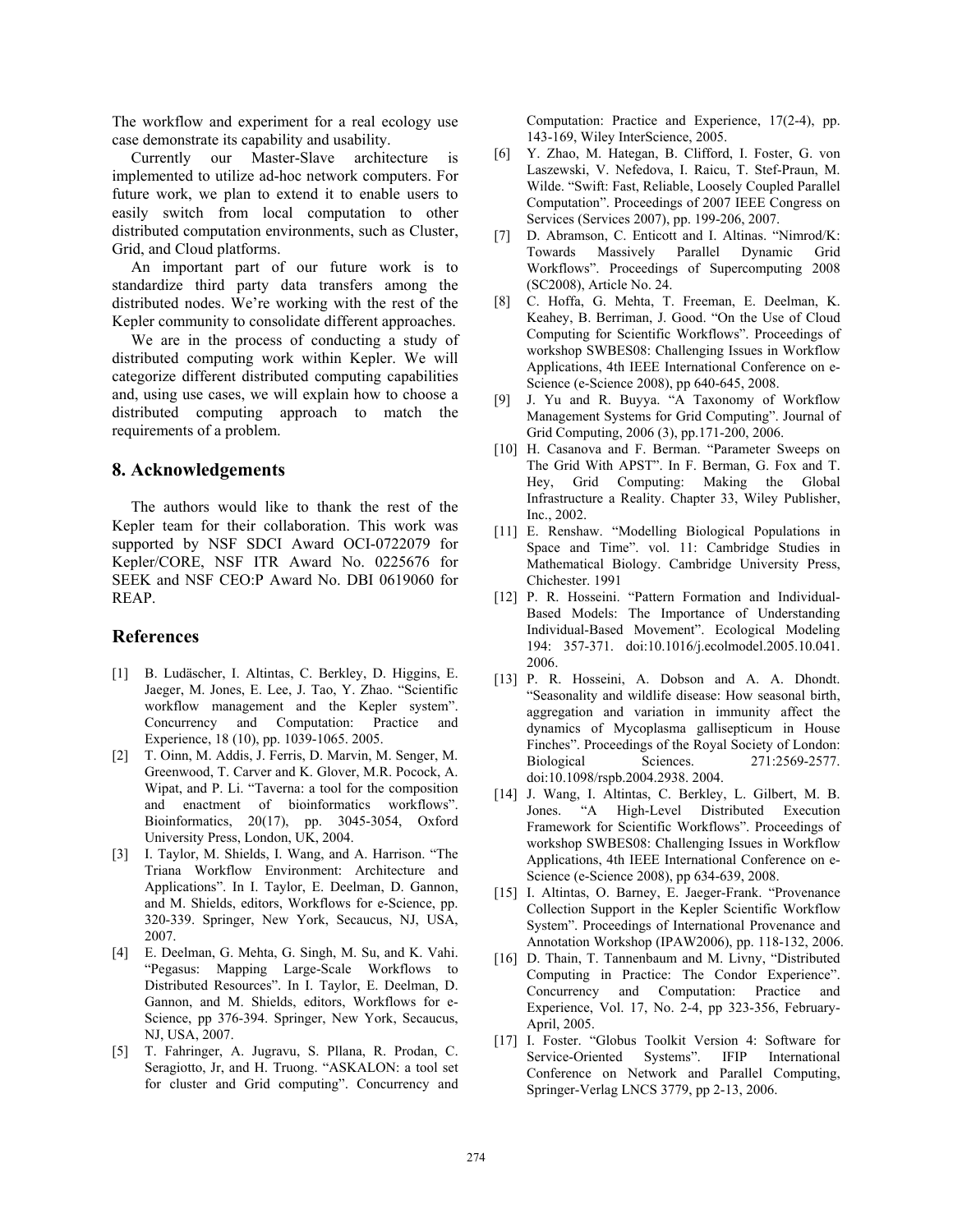The workflow and experiment for a real ecology use case demonstrate its capability and usability.

Currently our Master-Slave architecture is implemented to utilize ad-hoc network computers. For future work, we plan to extend it to enable users to easily switch from local computation to other distributed computation environments, such as Cluster, Grid, and Cloud platforms.

An important part of our future work is to standardize third party data transfers among the distributed nodes. We're working with the rest of the Kepler community to consolidate different approaches.

We are in the process of conducting a study of distributed computing work within Kepler. We will categorize different distributed computing capabilities and, using use cases, we will explain how to choose a distributed computing approach to match the requirements of a problem.

## 8. Acknowledgements

The authors would like to thank the rest of the Kepler team for their collaboration. This work was supported by NSF SDCI Award OCI-0722079 for Kepler/CORE, NSF ITR Award No. 0225676 for SEEK and NSF CEO:P Award No. DBI 0619060 for REAP.

## References

[1] B. Ludäscher, I. Altintas, C. Berkley, D. Higgins, E. Jaeger, M. Jones, E. Lee, J. Tao, Y. Zhao. "Scientific workflow management and the Kepler system". Concurrency and Computation: Practice and Experience, 18 (10), pp. 1039-1065. 2005.

[2] T. Oinn, M. Addis, J. Ferris, D. Marvin, M. Senger, M. Greenwood, T. Carver and K. Glover, M.R. Pocock, A. Wipat, and P. Li. "Taverna: a tool for the composition and enactment of bioinformatics workflows". Bioinformatics, 20(17), pp. 3045-3054, Oxford University Press, London, UK, 2004.

[3] I. Taylor, M. Shields, I. Wang, and A. Harrison. "The Triana Workflow Environment: Architecture and Applications". In I. Taylor, E. Deelman, D. Gannon, and M. Shields, editors, Workflows for e-Science, pp. 320-339. Springer, New York, Secaucus, NJ, USA, 2007.

[4] E. Deelman, G. Mehta, G. Singh, M. Su, and K. Vahi. "Pegasus: Mapping Large-Scale Workflows to Distributed Resources". In I. Taylor, E. Deelman, D. Gannon, and M. Shields, editors, Workflows for e-Science, pp 376-394. Springer, New York, Secaucus, NJ, USA, 2007.

[5] T. Fahringer, A. Jugravu, S. Pllana, R. Prodan, C. Seragiotto, Jr, and H. Truong. "ASKALON: a tool set for cluster and Grid computing". Concurrency and Computation: Practice and Experience, 17(2-4), pp. 143-169, Wiley InterScience, 2005.

[6] Y. Zhao, M. Hategan, B. Clifford, I. Foster, G. von Laszewski, V. Nefedova, I. Raicu, T. Stef-Praun, M. Wilde. "Swift: Fast, Reliable, Loosely Coupled Parallel Computation". Proceedings of 2007 IEEE Congress on Services (Services 2007), pp. 199-206, 2007.

[7] D. Abramson, C. Enticott and I. Altinas. "Nimrod/K: Towards Massively Parallel Dynamic Grid Workflows". Proceedings of Supercomputing 2008 (SC2008), Article No. 24.

[8] C. Hoffa, G. Mehta, T. Freeman, E. Deelman, K. Keahey, B. Berriman, J. Good. "On the Use of Cloud Computing for Scientific Workflows". Proceedings of workshop SWBES08: Challenging Issues in Workflow Applications, 4th IEEE International Conference on e-Science (e-Science 2008), pp 640-645, 2008.

[9] J. Yu and R. Buyya. "A Taxonomy of Workflow Management Systems for Grid Computing". Journal of Grid Computing, 2006 (3), pp.171-200, 2006.

[10] H. Casanova and F. Berman. "Parameter Sweeps on The Grid With APST". In F. Berman, G. Fox and T. Hey, Grid Computing: Making the Global Infrastructure a Reality. Chapter 33, Wiley Publisher, Inc., 2002.

[11] E. Renshaw. "Modelling Biological Populations in Space and Time". vol. 11: Cambridge Studies in Mathematical Biology. Cambridge University Press, Chichester. 1991

[12] P. R. Hosseini. "Pattern Formation and Individual-Based Models: The Importance of Understanding Individual-Based Movement". Ecological Modeling 194: 357-371. doi:10.1016/j.ecolmodel.2005.10.041. 2006.

[13] P. R. Hosseini, A. Dobson and A. A. Dhondt. "Seasonality and wildlife disease: How seasonal birth, aggregation and variation in immunity affect the dynamics of Mycoplasma gallisepticum in House Finches". Proceedings of the Royal Society of London: Biological Sciences. 271:2569-2577. doi:10.1098/rspb.2004.2938. 2004.

[14] J. Wang, I. Altintas, C. Berkley, L. Gilbert, M. B. Jones. "A High-Level Distributed Execution Framework for Scientific Workflows". Proceedings of workshop SWBES08: Challenging Issues in Workflow Applications, 4th IEEE International Conference on e-Science (e-Science 2008), pp 634-639, 2008.

[15] I. Altintas, O. Barney, E. Jaeger-Frank. "Provenance Collection Support in the Kepler Scientific Workflow System". Proceedings of International Provenance and Annotation Workshop (IPAW2006), pp. 118-132, 2006.

[16] D. Thain, T. Tannenbaum and M. Livny, "Distributed Computing in Practice: The Condor Experience". Concurrency and Computation: Practice and Experience, Vol. 17, No. 2-4, pp 323-356, February-April, 2005.

[17] I. Foster. "Globus Toolkit Version 4: Software for Service-Oriented Systems". IFIP International Conference on Network and Parallel Computing, Springer-Verlag LNCS 3779, pp 2-13, 2006.